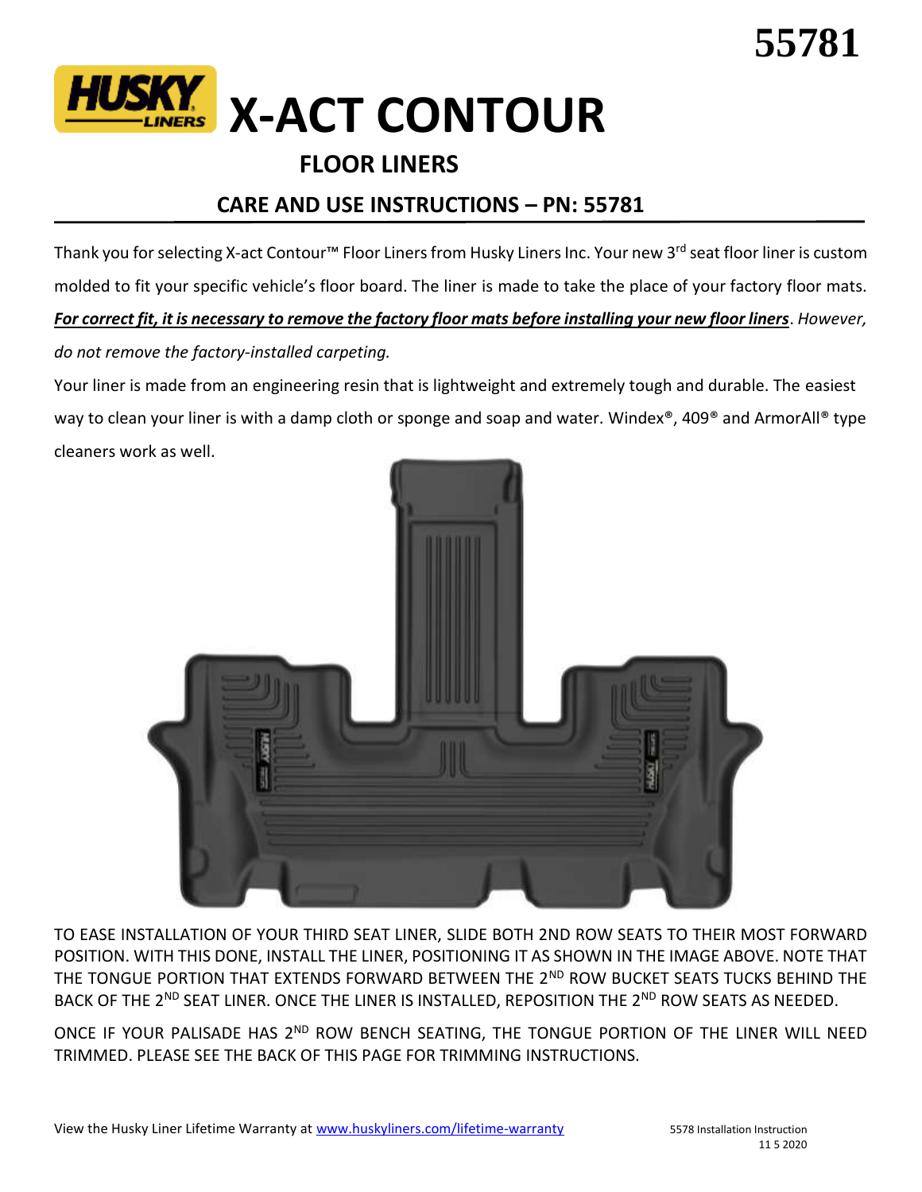55781

# X-ACT CONTOUR

## FLOOR LINERS

## CARE AND USE INSTRUCTIONS – PN: 55781

Thank you for selecting X-act Contour™ Floor Liners from Husky Liners Inc. Your new 3rd seat floor liner is custom molded to fit your specific vehicle's floor board. The liner is made to take the place of your factory floor mats. ***For correct fit, it is necessary to remove the factory floor mats before installing your new floor liners***. *However, do not remove the factory-installed carpeting.*

Your liner is made from an engineering resin that is lightweight and extremely tough and durable. The easiest way to clean your liner is with a damp cloth or sponge and soap and water. Windex®, 409® and ArmorAll® type cleaners work as well.

TO EASE INSTALLATION OF YOUR THIRD SEAT LINER, SLIDE BOTH 2ND ROW SEATS TO THEIR MOST FORWARD POSITION. WITH THIS DONE, INSTALL THE LINER, POSITIONING IT AS SHOWN IN THE IMAGE ABOVE. NOTE THAT THE TONGUE PORTION THAT EXTENDS FORWARD BETWEEN THE 2ND ROW BUCKET SEATS TUCKS BEHIND THE BACK OF THE 2ND SEAT LINER. ONCE THE LINER IS INSTALLED, REPOSITION THE 2ND ROW SEATS AS NEEDED.

ONCE IF YOUR PALISADE HAS 2ND ROW BENCH SEATING, THE TONGUE PORTION OF THE LINER WILL NEED TRIMMED. PLEASE SEE THE BACK OF THIS PAGE FOR TRIMMING INSTRUCTIONS.

View the Husky Liner Lifetime Warranty at [www.huskyliners.com/lifetime-warranty](www.huskyliners.com/lifetime-warranty)

5578 Installation Instruction
11 5 2020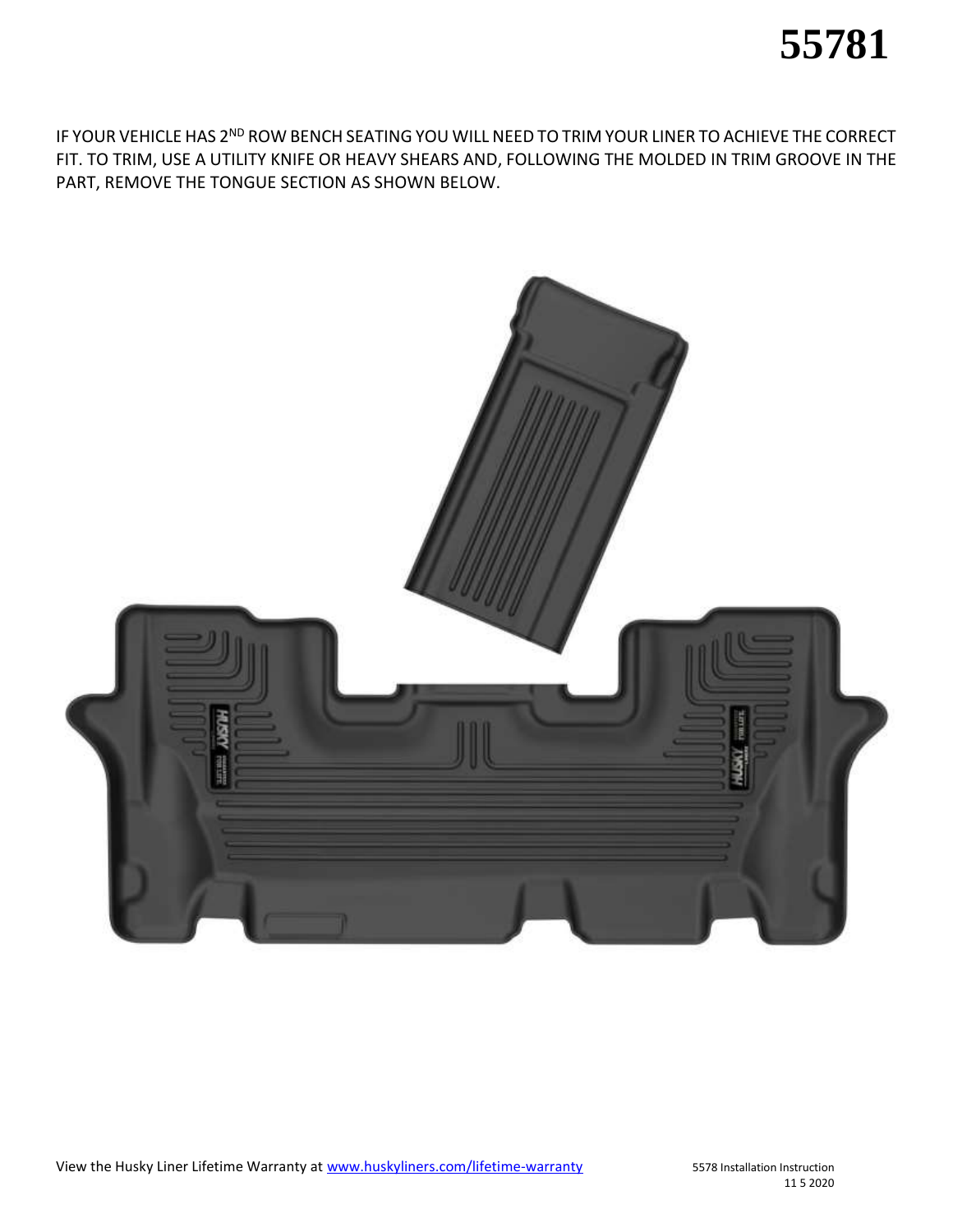# 55781

IF YOUR VEHICLE HAS 2ND ROW BENCH SEATING YOU WILL NEED TO TRIM YOUR LINER TO ACHIEVE THE CORRECT FIT. TO TRIM, USE A UTILITY KNIFE OR HEAVY SHEARS AND, FOLLOWING THE MOLDED IN TRIM GROOVE IN THE PART, REMOVE THE TONGUE SECTION AS SHOWN BELOW.

View the Husky Liner Lifetime Warranty at [www.huskyliners.com/lifetime-warranty](http://www.huskyliners.com/lifetime-warranty)

5578 Installation Instruction
11 5 2020